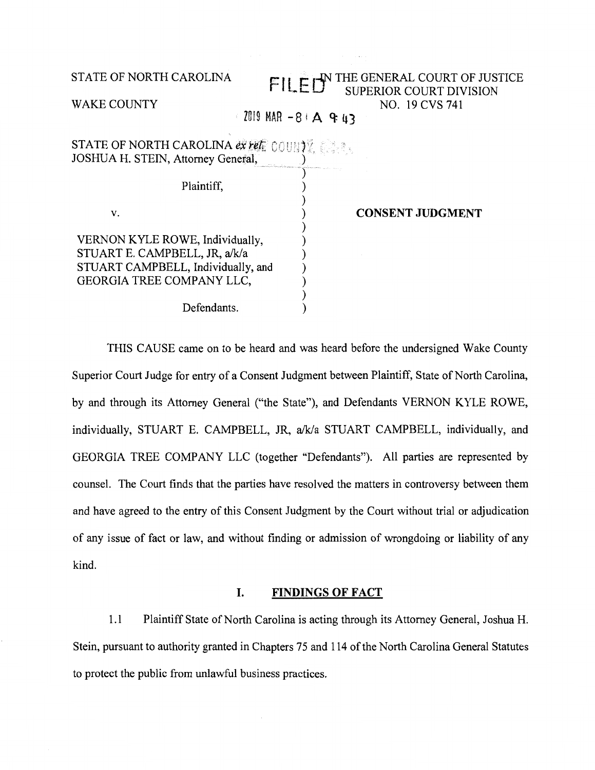STATE OF NORTH CAROLINA

WAKE COUNTY

FILED IN THE GENERAL COURT OF JUSTICE
SUPERIOR COURT DIVISION
NO. 19 CVS 741

2019 MAR -8 A 9:43

STATE OF NORTH CAROLINA *ex rel.* JOSHUA H. STEIN, Attorney General,

Plaintiff,

v.

VERNON KYLE ROWE, Individually, STUART E. CAMPBELL, JR, a/k/a STUART CAMPBELL, Individually, and GEORGIA TREE COMPANY LLC,

Defendants.

**CONSENT JUDGMENT**

THIS CAUSE came on to be heard and was heard before the undersigned Wake County Superior Court Judge for entry of a Consent Judgment between Plaintiff, State of North Carolina, by and through its Attorney General ("the State"), and Defendants VERNON KYLE ROWE, individually, STUART E. CAMPBELL, JR, a/k/a STUART CAMPBELL, individually, and GEORGIA TREE COMPANY LLC (together "Defendants"). All parties are represented by counsel. The Court finds that the parties have resolved the matters in controversy between them and have agreed to the entry of this Consent Judgment by the Court without trial or adjudication of any issue of fact or law, and without finding or admission of wrongdoing or liability of any kind.

## I. FINDINGS OF FACT

1.1 Plaintiff State of North Carolina is acting through its Attorney General, Joshua H. Stein, pursuant to authority granted in Chapters 75 and 114 of the North Carolina General Statutes to protect the public from unlawful business practices.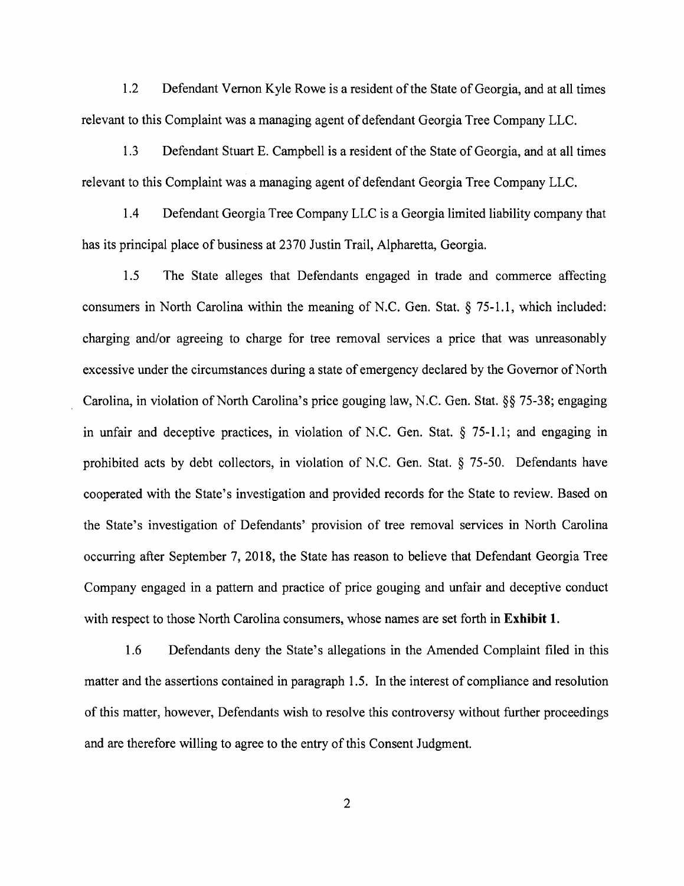1.2 Defendant Vernon Kyle Rowe is a resident of the State of Georgia, and at all times relevant to this Complaint was a managing agent of defendant Georgia Tree Company LLC.

1.3 Defendant Stuart E. Campbell is a resident of the State of Georgia, and at all times relevant to this Complaint was a managing agent of defendant Georgia Tree Company LLC.

1.4 Defendant Georgia Tree Company LLC is a Georgia limited liability company that has its principal place of business at 2370 Justin Trail, Alpharetta, Georgia.

1.5 The State alleges that Defendants engaged in trade and commerce affecting consumers in North Carolina within the meaning of N.C. Gen. Stat. § 75-1.1, which included: charging and/or agreeing to charge for tree removal services a price that was unreasonably excessive under the circumstances during a state of emergency declared by the Governor of North Carolina, in violation of North Carolina's price gouging law, N.C. Gen. Stat. §§ 75-38; engaging in unfair and deceptive practices, in violation of N.C. Gen. Stat. § 75-1.1; and engaging in prohibited acts by debt collectors, in violation of N.C. Gen. Stat. § 75-50. Defendants have cooperated with the State's investigation and provided records for the State to review. Based on the State's investigation of Defendants' provision of tree removal services in North Carolina occurring after September 7, 2018, the State has reason to believe that Defendant Georgia Tree Company engaged in a pattern and practice of price gouging and unfair and deceptive conduct with respect to those North Carolina consumers, whose names are set forth in **Exhibit 1.**

1.6 Defendants deny the State's allegations in the Amended Complaint filed in this matter and the assertions contained in paragraph 1.5. In the interest of compliance and resolution of this matter, however, Defendants wish to resolve this controversy without further proceedings and are therefore willing to agree to the entry of this Consent Judgment.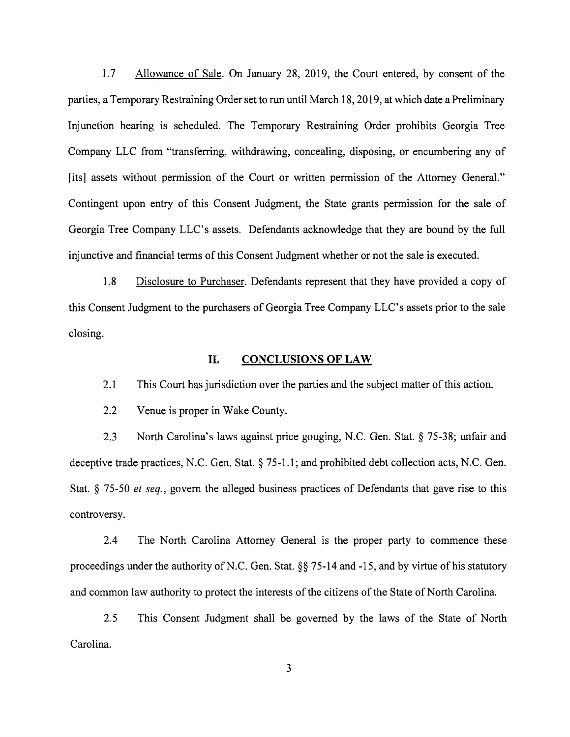1.7 Allowance of Sale. On January 28, 2019, the Court entered, by consent of the parties, a Temporary Restraining Order set to run until March 18, 2019, at which date a Preliminary Injunction hearing is scheduled. The Temporary Restraining Order prohibits Georgia Tree Company LLC from "transferring, withdrawing, concealing, disposing, or encumbering any of [its] assets without permission of the Court or written permission of the Attorney General." Contingent upon entry of this Consent Judgment, the State grants permission for the sale of Georgia Tree Company LLC's assets. Defendants acknowledge that they are bound by the full injunctive and financial terms of this Consent Judgment whether or not the sale is executed.

1.8 Disclosure to Purchaser. Defendants represent that they have provided a copy of this Consent Judgment to the purchasers of Georgia Tree Company LLC's assets prior to the sale closing.

## II. CONCLUSIONS OF LAW

2.1 This Court has jurisdiction over the parties and the subject matter of this action.

2.2 Venue is proper in Wake County.

2.3 North Carolina's laws against price gouging, N.C. Gen. Stat. § 75-38; unfair and deceptive trade practices, N.C. Gen. Stat. § 75-1.1; and prohibited debt collection acts, N.C. Gen. Stat. § 75-50 *et seq.*, govern the alleged business practices of Defendants that gave rise to this controversy.

2.4 The North Carolina Attorney General is the proper party to commence these proceedings under the authority of N.C. Gen. Stat. §§ 75-14 and -15, and by virtue of his statutory and common law authority to protect the interests of the citizens of the State of North Carolina.

2.5 This Consent Judgment shall be governed by the laws of the State of North Carolina.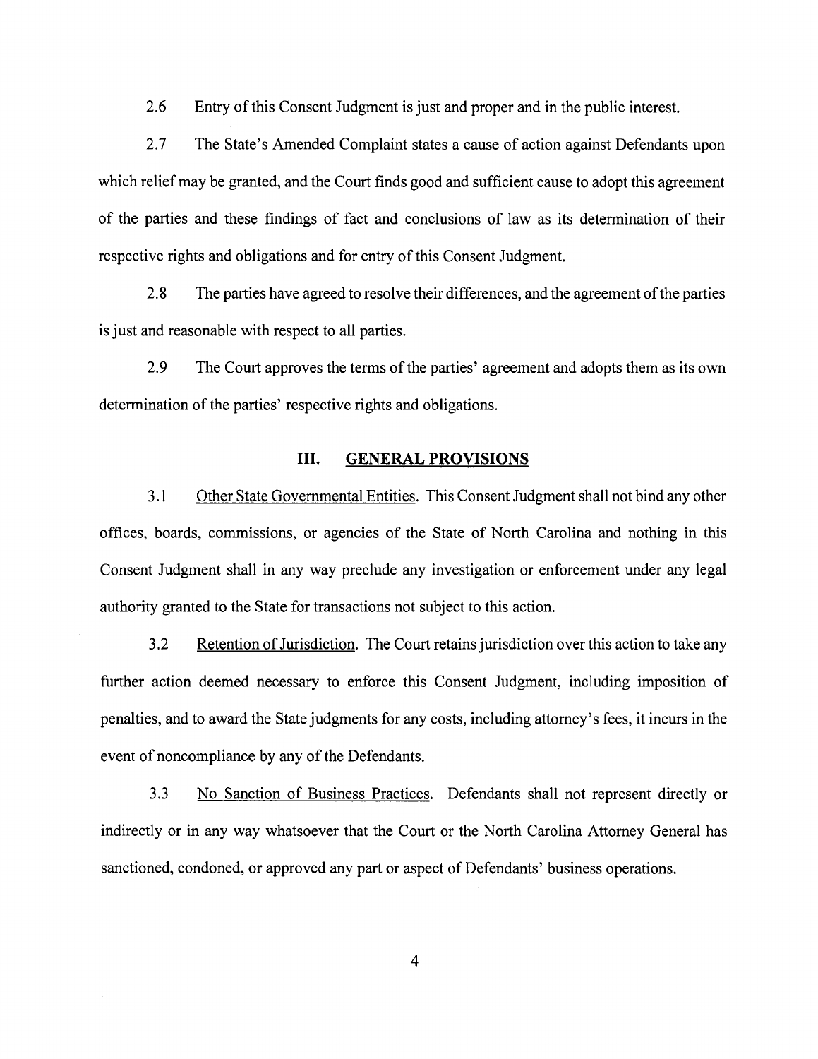2.6 Entry of this Consent Judgment is just and proper and in the public interest.

2.7 The State's Amended Complaint states a cause of action against Defendants upon which relief may be granted, and the Court finds good and sufficient cause to adopt this agreement of the parties and these findings of fact and conclusions of law as its determination of their respective rights and obligations and for entry of this Consent Judgment.

2.8 The parties have agreed to resolve their differences, and the agreement of the parties is just and reasonable with respect to all parties.

2.9 The Court approves the terms of the parties' agreement and adopts them as its own determination of the parties' respective rights and obligations.

## III. GENERAL PROVISIONS

3.1 Other State Governmental Entities. This Consent Judgment shall not bind any other offices, boards, commissions, or agencies of the State of North Carolina and nothing in this Consent Judgment shall in any way preclude any investigation or enforcement under any legal authority granted to the State for transactions not subject to this action.

3.2 Retention of Jurisdiction. The Court retains jurisdiction over this action to take any further action deemed necessary to enforce this Consent Judgment, including imposition of penalties, and to award the State judgments for any costs, including attorney's fees, it incurs in the event of noncompliance by any of the Defendants.

3.3 No Sanction of Business Practices. Defendants shall not represent directly or indirectly or in any way whatsoever that the Court or the North Carolina Attorney General has sanctioned, condoned, or approved any part or aspect of Defendants' business operations.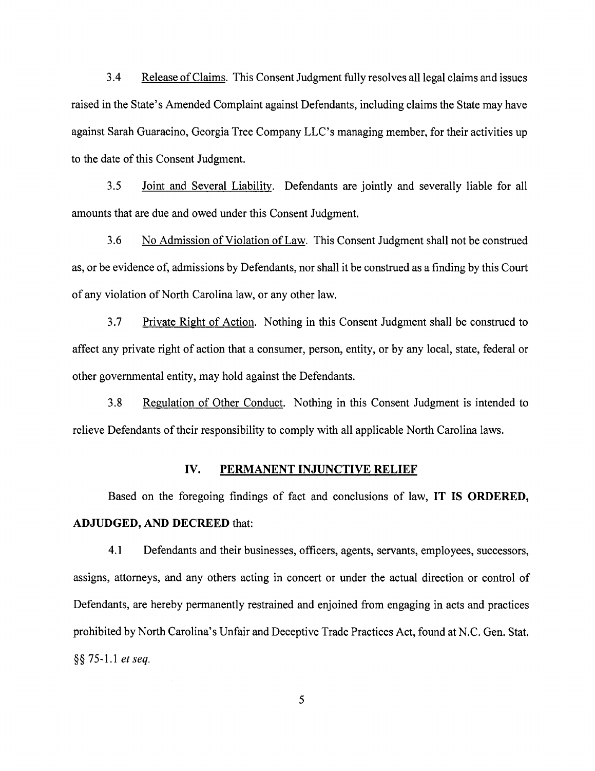3.4 Release of Claims. This Consent Judgment fully resolves all legal claims and issues raised in the State's Amended Complaint against Defendants, including claims the State may have against Sarah Guaracino, Georgia Tree Company LLC's managing member, for their activities up to the date of this Consent Judgment.

3.5 Joint and Several Liability. Defendants are jointly and severally liable for all amounts that are due and owed under this Consent Judgment.

3.6 No Admission of Violation of Law. This Consent Judgment shall not be construed as, or be evidence of, admissions by Defendants, nor shall it be construed as a finding by this Court of any violation of North Carolina law, or any other law.

3.7 Private Right of Action. Nothing in this Consent Judgment shall be construed to affect any private right of action that a consumer, person, entity, or by any local, state, federal or other governmental entity, may hold against the Defendants.

3.8 Regulation of Other Conduct. Nothing in this Consent Judgment is intended to relieve Defendants of their responsibility to comply with all applicable North Carolina laws.

## IV. PERMANENT INJUNCTIVE RELIEF

Based on the foregoing findings of fact and conclusions of law, **IT IS ORDERED, ADJUDGED, AND DECREED** that:

4.1 Defendants and their businesses, officers, agents, servants, employees, successors, assigns, attorneys, and any others acting in concert or under the actual direction or control of Defendants, are hereby permanently restrained and enjoined from engaging in acts and practices prohibited by North Carolina's Unfair and Deceptive Trade Practices Act, found at N.C. Gen. Stat. §§ 75-1.1 *et seq.*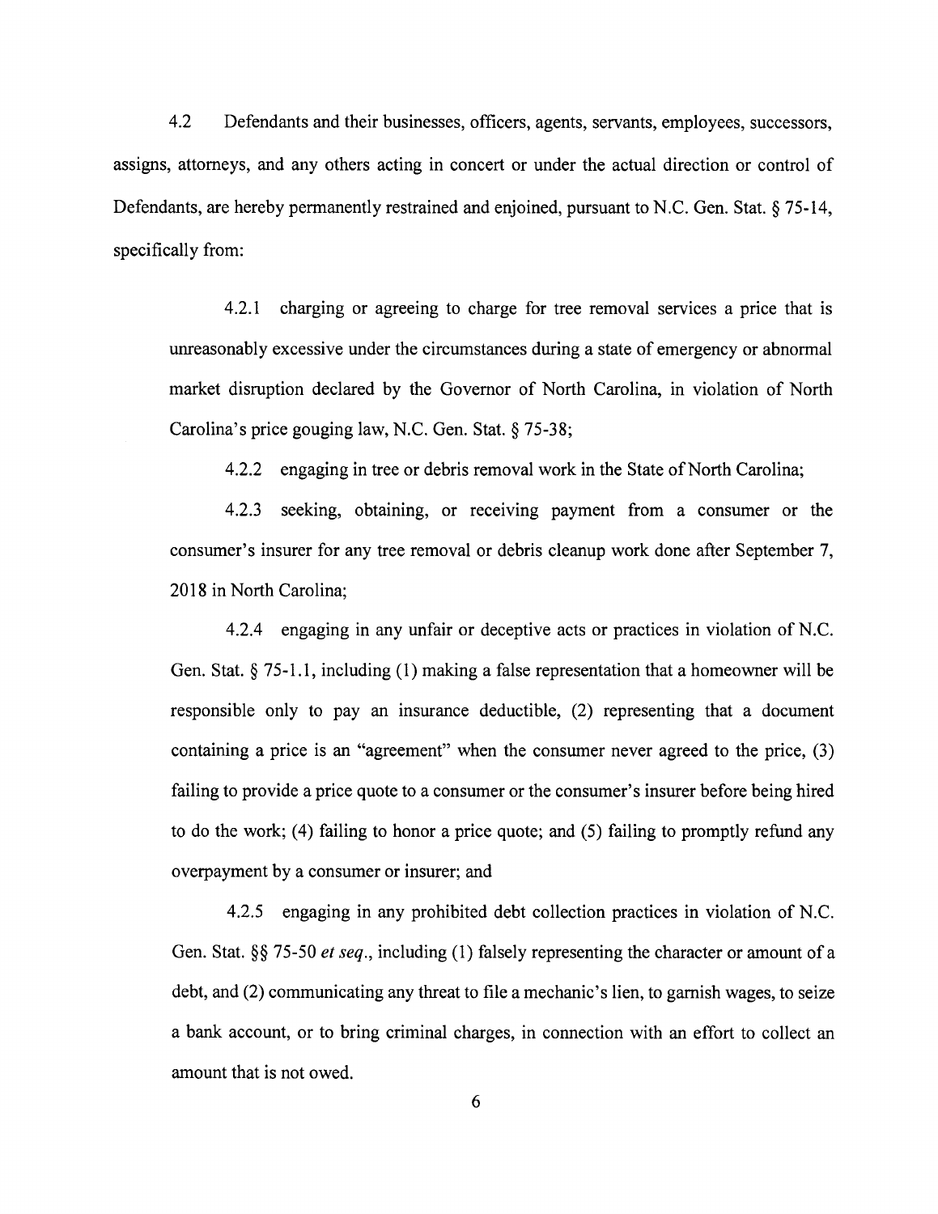4.2 Defendants and their businesses, officers, agents, servants, employees, successors, assigns, attorneys, and any others acting in concert or under the actual direction or control of Defendants, are hereby permanently restrained and enjoined, pursuant to N.C. Gen. Stat. § 75-14, specifically from:

4.2.1 charging or agreeing to charge for tree removal services a price that is unreasonably excessive under the circumstances during a state of emergency or abnormal market disruption declared by the Governor of North Carolina, in violation of North Carolina's price gouging law, N.C. Gen. Stat. § 75-38;

4.2.2 engaging in tree or debris removal work in the State of North Carolina;

4.2.3 seeking, obtaining, or receiving payment from a consumer or the consumer's insurer for any tree removal or debris cleanup work done after September 7, 2018 in North Carolina;

4.2.4 engaging in any unfair or deceptive acts or practices in violation of N.C. Gen. Stat. § 75-1.1, including (1) making a false representation that a homeowner will be responsible only to pay an insurance deductible, (2) representing that a document containing a price is an "agreement" when the consumer never agreed to the price, (3) failing to provide a price quote to a consumer or the consumer's insurer before being hired to do the work; (4) failing to honor a price quote; and (5) failing to promptly refund any overpayment by a consumer or insurer; and

4.2.5 engaging in any prohibited debt collection practices in violation of N.C. Gen. Stat. §§ 75-50 *et seq.*, including (1) falsely representing the character or amount of a debt, and (2) communicating any threat to file a mechanic's lien, to garnish wages, to seize a bank account, or to bring criminal charges, in connection with an effort to collect an amount that is not owed.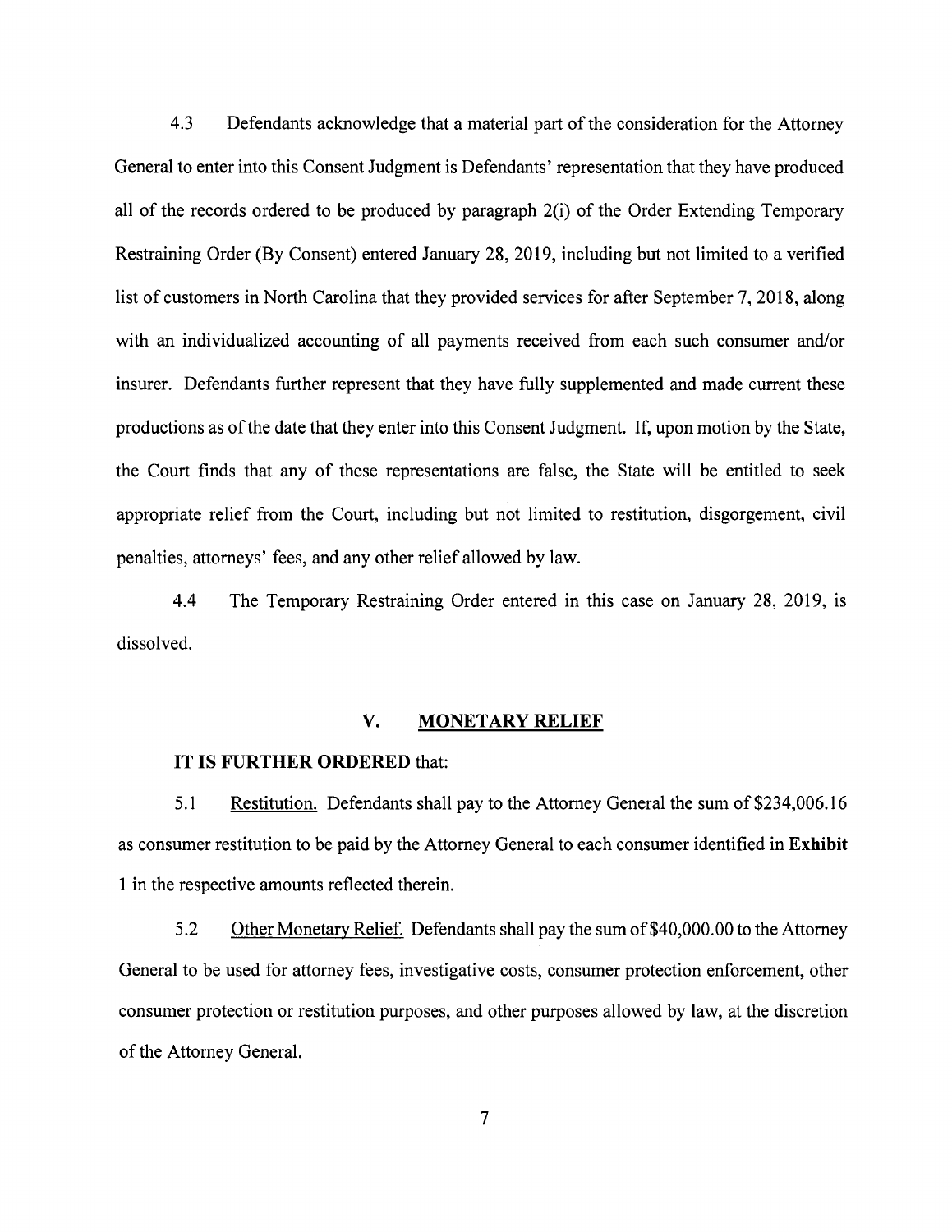4.3 Defendants acknowledge that a material part of the consideration for the Attorney General to enter into this Consent Judgment is Defendants' representation that they have produced all of the records ordered to be produced by paragraph 2(i) of the Order Extending Temporary Restraining Order (By Consent) entered January 28, 2019, including but not limited to a verified list of customers in North Carolina that they provided services for after September 7, 2018, along with an individualized accounting of all payments received from each such consumer and/or insurer. Defendants further represent that they have fully supplemented and made current these productions as of the date that they enter into this Consent Judgment. If, upon motion by the State, the Court finds that any of these representations are false, the State will be entitled to seek appropriate relief from the Court, including but not limited to restitution, disgorgement, civil penalties, attorneys' fees, and any other relief allowed by law.

4.4 The Temporary Restraining Order entered in this case on January 28, 2019, is dissolved.

## V. MONETARY RELIEF

**IT IS FURTHER ORDERED** that:

5.1 Restitution. Defendants shall pay to the Attorney General the sum of $234,006.16 as consumer restitution to be paid by the Attorney General to each consumer identified in **Exhibit 1** in the respective amounts reflected therein.

5.2 Other Monetary Relief. Defendants shall pay the sum of $40,000.00 to the Attorney General to be used for attorney fees, investigative costs, consumer protection enforcement, other consumer protection or restitution purposes, and other purposes allowed by law, at the discretion of the Attorney General.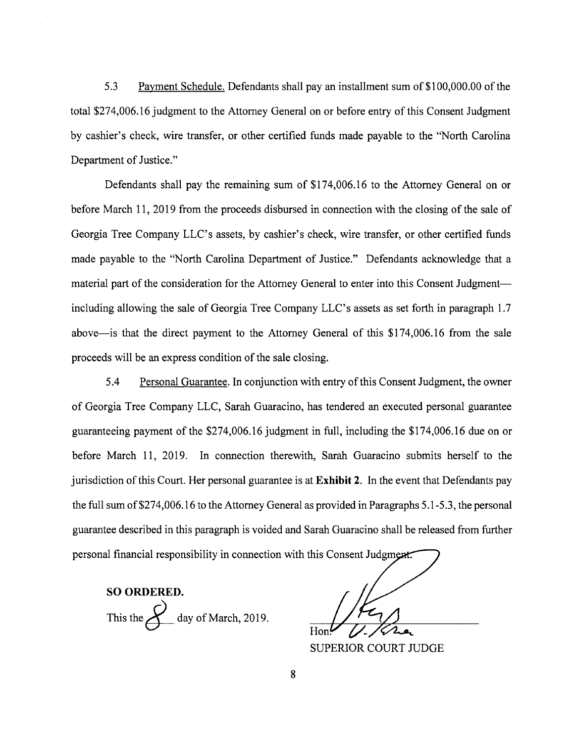5.3 Payment Schedule. Defendants shall pay an installment sum of $100,000.00 of the total $274,006.16 judgment to the Attorney General on or before entry of this Consent Judgment by cashier's check, wire transfer, or other certified funds made payable to the "North Carolina Department of Justice."

Defendants shall pay the remaining sum of $174,006.16 to the Attorney General on or before March 11, 2019 from the proceeds disbursed in connection with the closing of the sale of Georgia Tree Company LLC's assets, by cashier's check, wire transfer, or other certified funds made payable to the "North Carolina Department of Justice." Defendants acknowledge that a material part of the consideration for the Attorney General to enter into this Consent Judgment—including allowing the sale of Georgia Tree Company LLC's assets as set forth in paragraph 1.7 above—is that the direct payment to the Attorney General of this $174,006.16 from the sale proceeds will be an express condition of the sale closing.

5.4 Personal Guarantee. In conjunction with entry of this Consent Judgment, the owner of Georgia Tree Company LLC, Sarah Guaracino, has tendered an executed personal guarantee guaranteeing payment of the $274,006.16 judgment in full, including the $174,006.16 due on or before March 11, 2019. In connection therewith, Sarah Guaracino submits herself to the jurisdiction of this Court. Her personal guarantee is at **Exhibit 2**. In the event that Defendants pay the full sum of $274,006.16 to the Attorney General as provided in Paragraphs 5.1-5.3, the personal guarantee described in this paragraph is voided and Sarah Guaracino shall be released from further personal financial responsibility in connection with this Consent Judgment.

**SO ORDERED.**

This the 8 day of March, 2019.

Hon.

SUPERIOR COURT JUDGE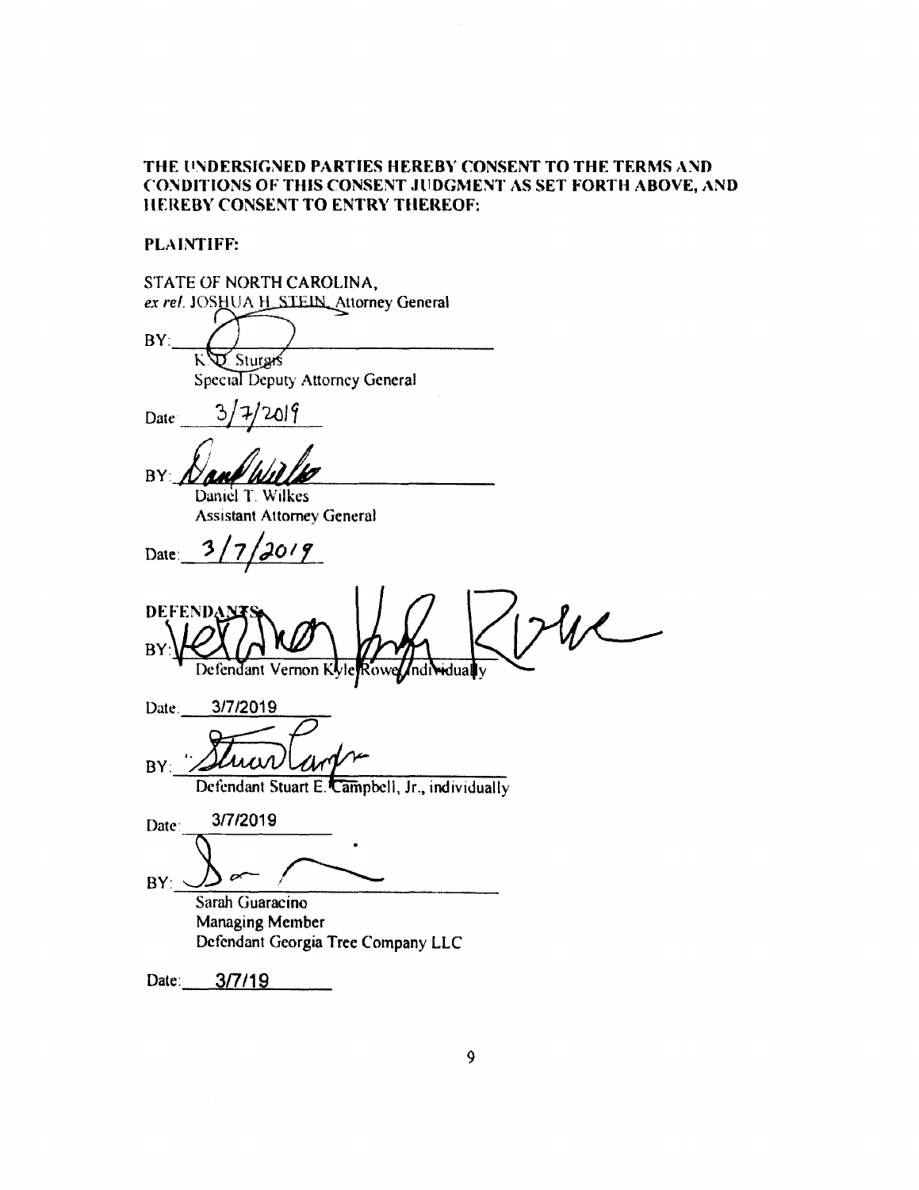**THE UNDERSIGNED PARTIES HEREBY CONSENT TO THE TERMS AND CONDITIONS OF THIS CONSENT JUDGMENT AS SET FORTH ABOVE, AND HEREBY CONSENT TO ENTRY THEREOF:**

**PLAINTIFF:**

STATE OF NORTH CAROLINA,
*ex rel.* JOSHUA H. STEIN, Attorney General

BY: ______________________________
K. D. Sturgis
Special Deputy Attorney General

Date: 3/7/2019

BY: ______________________________
Daniel T. Wilkes
Assistant Attorney General

Date: 3/7/2019

**DEFENDANTS:**

BY: ______________________________
Defendant Vernon Kyle Rowe, Individually

Date: 3/7/2019

BY: ______________________________
Defendant Stuart E. Campbell, Jr., individually

Date: 3/7/2019

BY: ______________________________
Sarah Guaracino
Managing Member
Defendant Georgia Tree Company LLC

Date: 3/7/19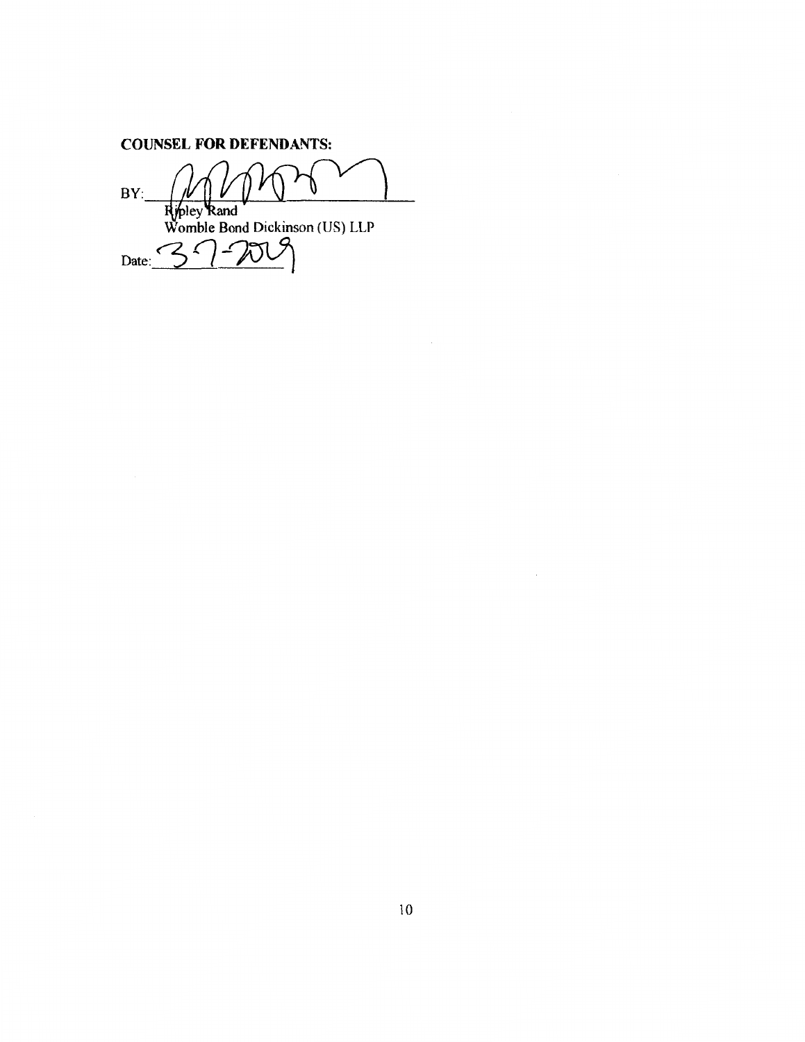**COUNSEL FOR DEFENDANTS:**

BY: ______________________________

Ripley Rand
Womble Bond Dickinson (US) LLP

Date: 3-7-2019